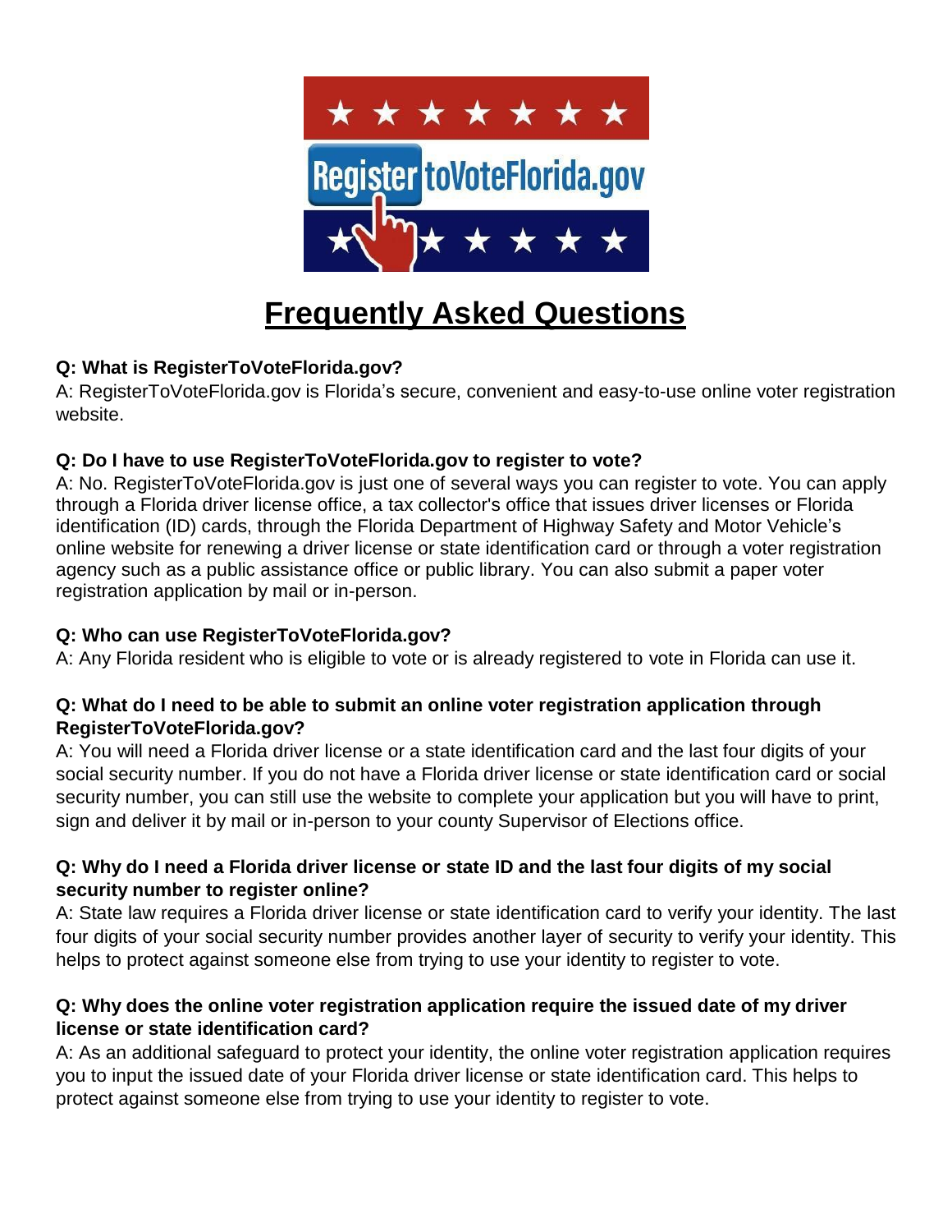# Frequently Asked Questions

**Q: What is RegisterToVoteFlorida.gov?**
A: RegisterToVoteFlorida.gov is Florida's secure, convenient and easy-to-use online voter registration website.

**Q: Do I have to use RegisterToVoteFlorida.gov to register to vote?**
A: No. RegisterToVoteFlorida.gov is just one of several ways you can register to vote. You can apply through a Florida driver license office, a tax collector's office that issues driver licenses or Florida identification (ID) cards, through the Florida Department of Highway Safety and Motor Vehicle's online website for renewing a driver license or state identification card or through a voter registration agency such as a public assistance office or public library. You can also submit a paper voter registration application by mail or in-person.

**Q: Who can use RegisterToVoteFlorida.gov?**
A: Any Florida resident who is eligible to vote or is already registered to vote in Florida can use it.

**Q: What do I need to be able to submit an online voter registration application through RegisterToVoteFlorida.gov?**
A: You will need a Florida driver license or a state identification card and the last four digits of your social security number. If you do not have a Florida driver license or state identification card or social security number, you can still use the website to complete your application but you will have to print, sign and deliver it by mail or in-person to your county Supervisor of Elections office.

**Q: Why do I need a Florida driver license or state ID and the last four digits of my social security number to register online?**
A: State law requires a Florida driver license or state identification card to verify your identity. The last four digits of your social security number provides another layer of security to verify your identity. This helps to protect against someone else from trying to use your identity to register to vote.

**Q: Why does the online voter registration application require the issued date of my driver license or state identification card?**
A: As an additional safeguard to protect your identity, the online voter registration application requires you to input the issued date of your Florida driver license or state identification card. This helps to protect against someone else from trying to use your identity to register to vote.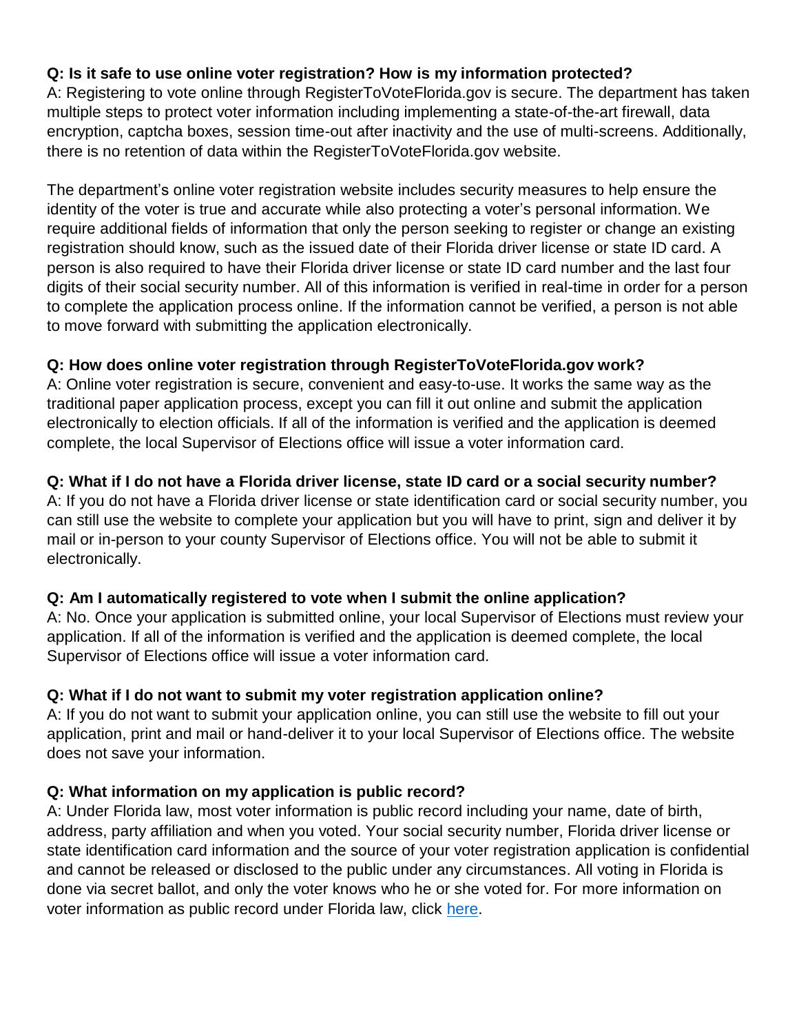**Q: Is it safe to use online voter registration? How is my information protected?**
A: Registering to vote online through RegisterToVoteFlorida.gov is secure. The department has taken multiple steps to protect voter information including implementing a state-of-the-art firewall, data encryption, captcha boxes, session time-out after inactivity and the use of multi-screens. Additionally, there is no retention of data within the RegisterToVoteFlorida.gov website.

The department's online voter registration website includes security measures to help ensure the identity of the voter is true and accurate while also protecting a voter's personal information. We require additional fields of information that only the person seeking to register or change an existing registration should know, such as the issued date of their Florida driver license or state ID card. A person is also required to have their Florida driver license or state ID card number and the last four digits of their social security number. All of this information is verified in real-time in order for a person to complete the application process online. If the information cannot be verified, a person is not able to move forward with submitting the application electronically.

**Q: How does online voter registration through RegisterToVoteFlorida.gov work?**
A: Online voter registration is secure, convenient and easy-to-use. It works the same way as the traditional paper application process, except you can fill it out online and submit the application electronically to election officials. If all of the information is verified and the application is deemed complete, the local Supervisor of Elections office will issue a voter information card.

**Q: What if I do not have a Florida driver license, state ID card or a social security number?**
A: If you do not have a Florida driver license or state identification card or social security number, you can still use the website to complete your application but you will have to print, sign and deliver it by mail or in-person to your county Supervisor of Elections office. You will not be able to submit it electronically.

**Q: Am I automatically registered to vote when I submit the online application?**
A: No. Once your application is submitted online, your local Supervisor of Elections must review your application. If all of the information is verified and the application is deemed complete, the local Supervisor of Elections office will issue a voter information card.

**Q: What if I do not want to submit my voter registration application online?**
A: If you do not want to submit your application online, you can still use the website to fill out your application, print and mail or hand-deliver it to your local Supervisor of Elections office. The website does not save your information.

**Q: What information on my application is public record?**
A: Under Florida law, most voter information is public record including your name, date of birth, address, party affiliation and when you voted. Your social security number, Florida driver license or state identification card information and the source of your voter registration application is confidential and cannot be released or disclosed to the public under any circumstances. All voting in Florida is done via secret ballot, and only the voter knows who he or she voted for. For more information on voter information as public record under Florida law, click here.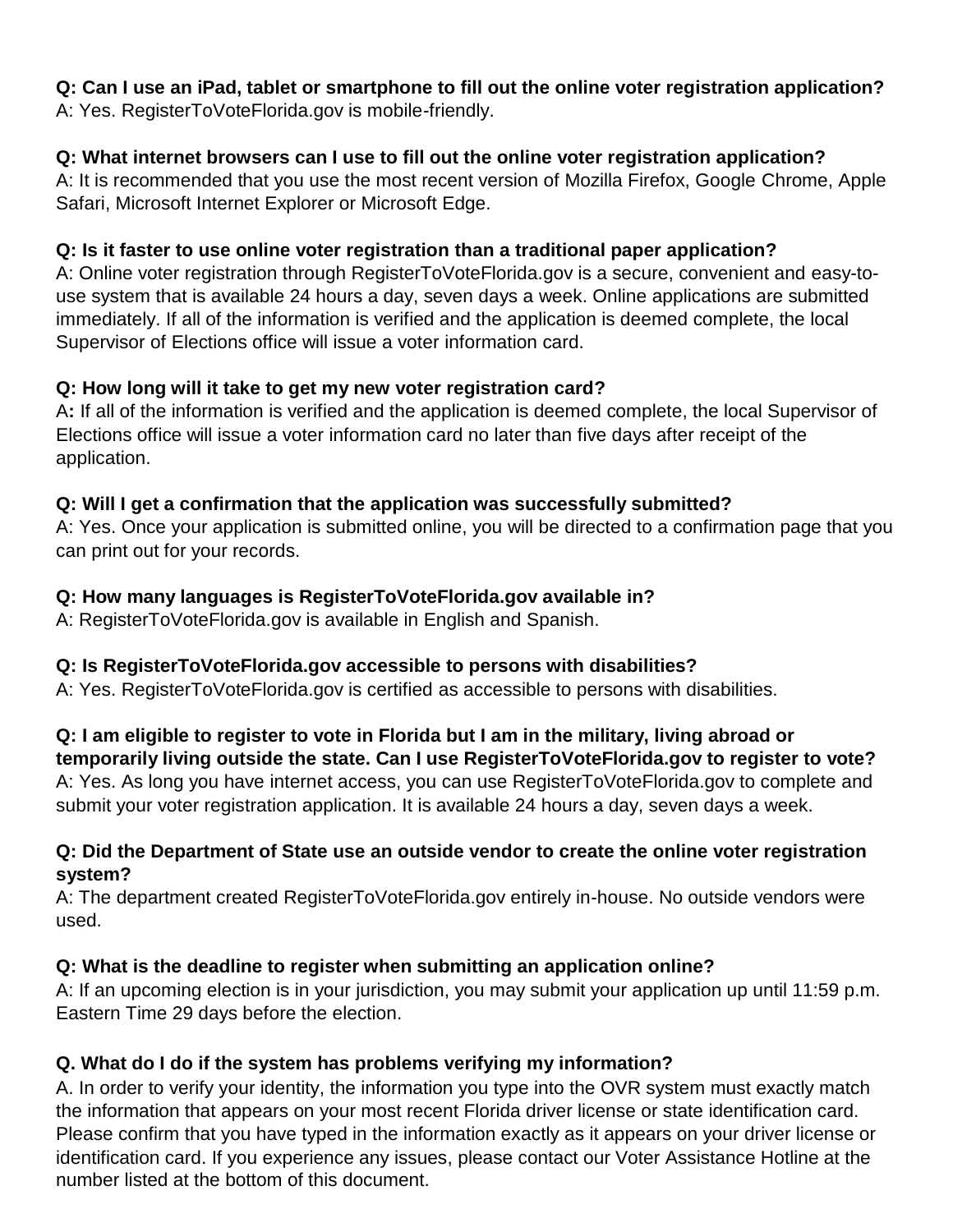**Q: Can I use an iPad, tablet or smartphone to fill out the online voter registration application?**
A: Yes. RegisterToVoteFlorida.gov is mobile-friendly.

**Q: What internet browsers can I use to fill out the online voter registration application?**
A: It is recommended that you use the most recent version of Mozilla Firefox, Google Chrome, Apple Safari, Microsoft Internet Explorer or Microsoft Edge.

**Q: Is it faster to use online voter registration than a traditional paper application?**
A: Online voter registration through RegisterToVoteFlorida.gov is a secure, convenient and easy-to-use system that is available 24 hours a day, seven days a week. Online applications are submitted immediately. If all of the information is verified and the application is deemed complete, the local Supervisor of Elections office will issue a voter information card.

**Q: How long will it take to get my new voter registration card?**
A**:** If all of the information is verified and the application is deemed complete, the local Supervisor of Elections office will issue a voter information card no later than five days after receipt of the application.

**Q: Will I get a confirmation that the application was successfully submitted?**
A: Yes. Once your application is submitted online, you will be directed to a confirmation page that you can print out for your records.

**Q: How many languages is RegisterToVoteFlorida.gov available in?**
A: RegisterToVoteFlorida.gov is available in English and Spanish.

**Q: Is RegisterToVoteFlorida.gov accessible to persons with disabilities?**
A: Yes. RegisterToVoteFlorida.gov is certified as accessible to persons with disabilities.

**Q: I am eligible to register to vote in Florida but I am in the military, living abroad or temporarily living outside the state. Can I use RegisterToVoteFlorida.gov to register to vote?**
A: Yes. As long you have internet access, you can use RegisterToVoteFlorida.gov to complete and submit your voter registration application. It is available 24 hours a day, seven days a week.

**Q: Did the Department of State use an outside vendor to create the online voter registration system?**
A: The department created RegisterToVoteFlorida.gov entirely in-house. No outside vendors were used.

**Q: What is the deadline to register when submitting an application online?**
A: If an upcoming election is in your jurisdiction, you may submit your application up until 11:59 p.m. Eastern Time 29 days before the election.

**Q. What do I do if the system has problems verifying my information?**
A. In order to verify your identity, the information you type into the OVR system must exactly match the information that appears on your most recent Florida driver license or state identification card. Please confirm that you have typed in the information exactly as it appears on your driver license or identification card. If you experience any issues, please contact our Voter Assistance Hotline at the number listed at the bottom of this document.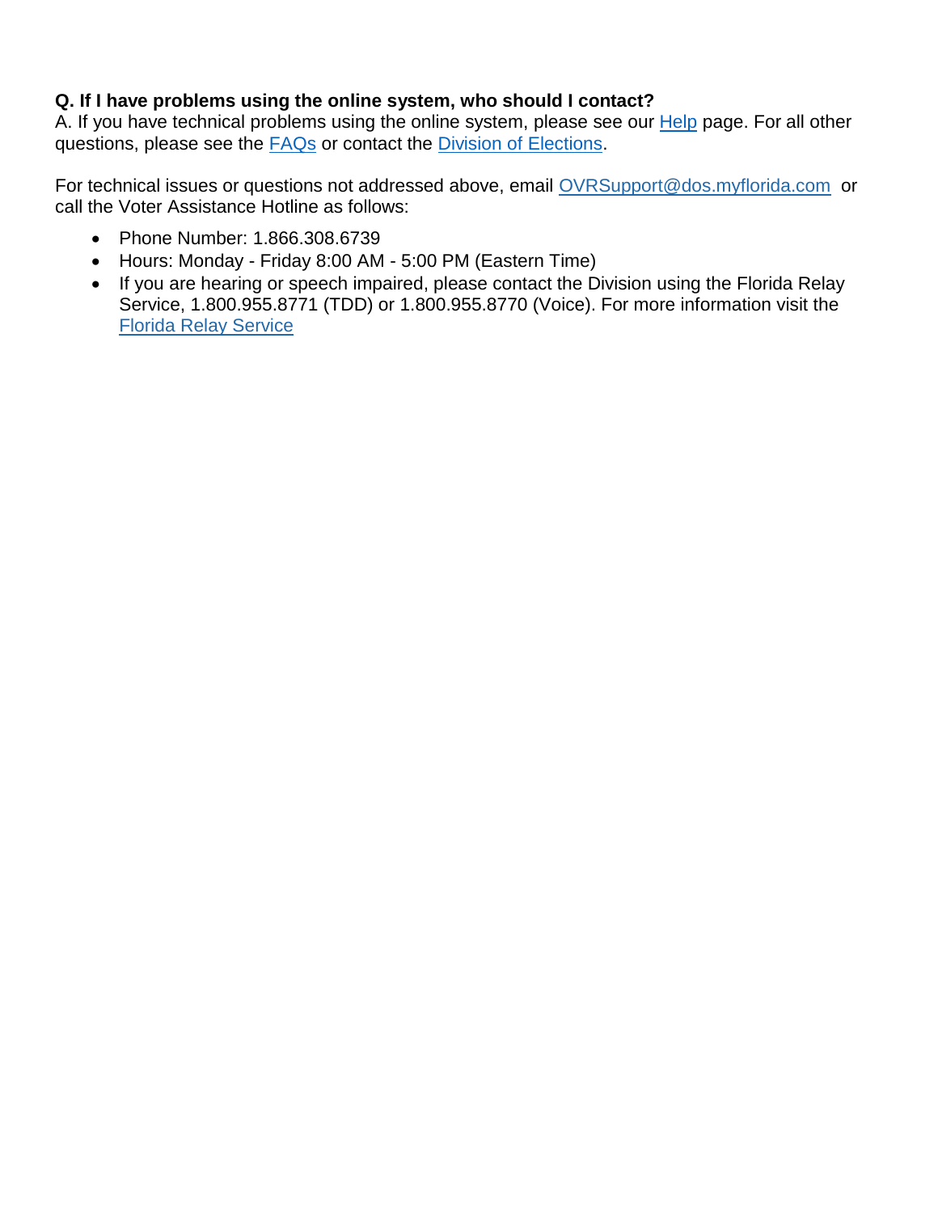**Q. If I have problems using the online system, who should I contact?**
A. If you have technical problems using the online system, please see our Help page. For all other questions, please see the FAQs or contact the Division of Elections.

For technical issues or questions not addressed above, email OVRSupport@dos.myflorida.com or call the Voter Assistance Hotline as follows:

- Phone Number: 1.866.308.6739
- Hours: Monday - Friday 8:00 AM - 5:00 PM (Eastern Time)
- If you are hearing or speech impaired, please contact the Division using the Florida Relay Service, 1.800.955.8771 (TDD) or 1.800.955.8770 (Voice). For more information visit the Florida Relay Service